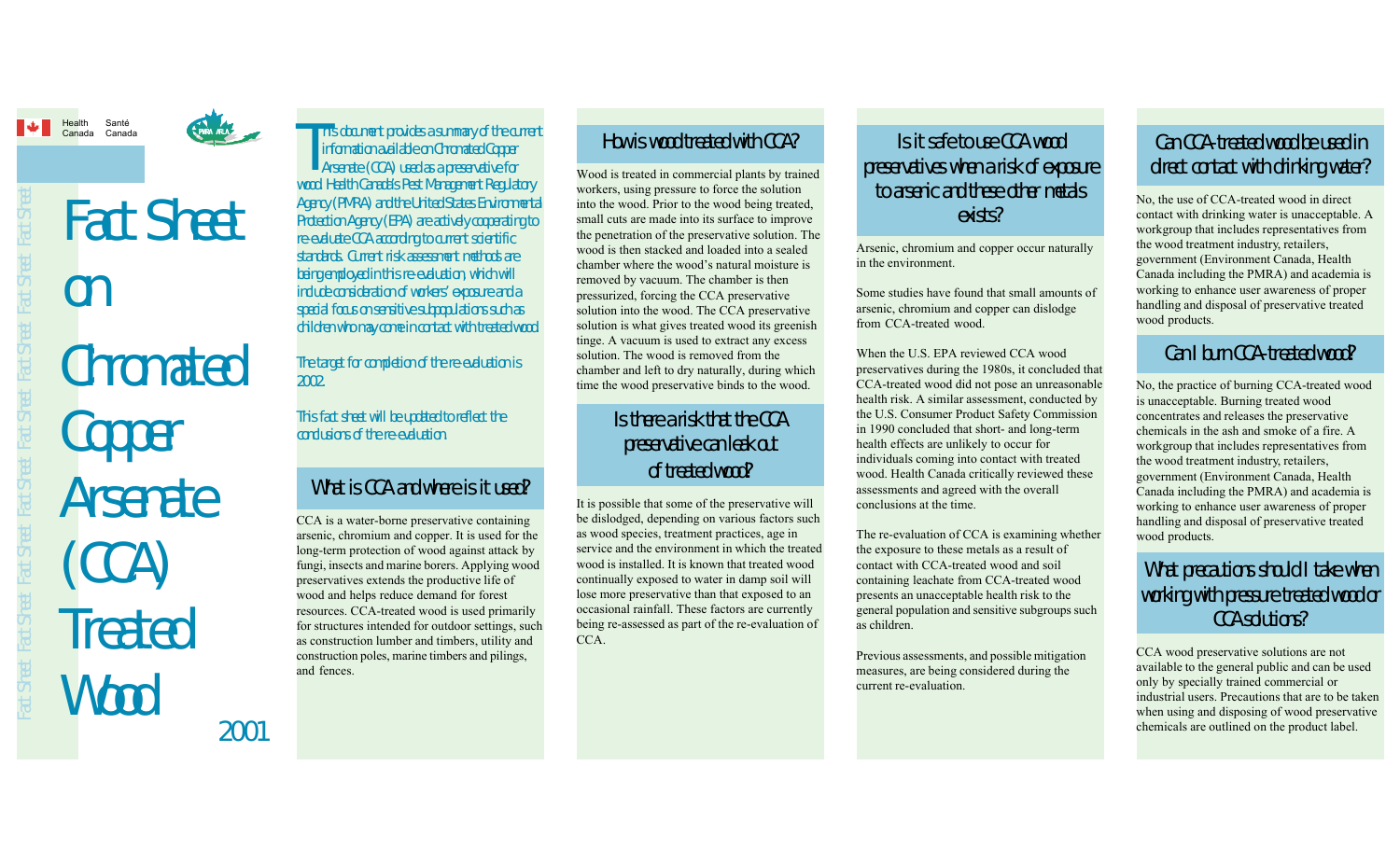Health Canada / Santé Canada

# Fact Sheet on Chromated Copper Arsenate (CCA) Treated Wood

2001

This document provides a summary of the current information available on Chromated Copper Arsenate (CCA) used as a preservative for wood. Health Canada's Pest Management Regulatory Agency (PMRA) and the United States Environmental Protection Agency (EPA) are actively cooperating to re-evaluate CCA according to current scientific standards. Current risk assessment methods are being employed in this re-evaluation, which will include consideration of workers' exposure and a special focus on sensitive subpopulations such as children who may come in contact with treated wood.

The target for completion of the re-evaluation is 2002.

This fact sheet will be updated to reflect the conclusions of the re-evaluation.

## What is CCA and where is it used?

CCA is a water-borne preservative containing arsenic, chromium and copper. It is used for the long-term protection of wood against attack by fungi, insects and marine borers. Applying wood preservatives extends the productive life of wood and helps reduce demand for forest resources. CCA-treated wood is used primarily for structures intended for outdoor settings, such as construction lumber and timbers, utility and construction poles, marine timbers and pilings, and fences.

## How is wood treated with CCA?

Wood is treated in commercial plants by trained workers, using pressure to force the solution into the wood. Prior to the wood being treated, small cuts are made into its surface to improve the penetration of the preservative solution. The wood is then stacked and loaded into a sealed chamber where the wood's natural moisture is removed by vacuum. The chamber is then pressurized, forcing the CCA preservative solution into the wood. The CCA preservative solution is what gives treated wood its greenish tinge. A vacuum is used to extract any excess solution. The wood is removed from the chamber and left to dry naturally, during which time the wood preservative binds to the wood.

## Is there a risk that the CCA preservative can leak out of treated wood?

It is possible that some of the preservative will be dislodged, depending on various factors such as wood species, treatment practices, age in service and the environment in which the treated wood is installed. It is known that treated wood continually exposed to water in damp soil will lose more preservative than that exposed to an occasional rainfall. These factors are currently being re-assessed as part of the re-evaluation of CCA.

## Is it safe to use CCA wood preservatives when a risk of exposure to arsenic and these other metals exists?

Arsenic, chromium and copper occur naturally in the environment.

Some studies have found that small amounts of arsenic, chromium and copper can dislodge from CCA-treated wood.

When the U.S. EPA reviewed CCA wood preservatives during the 1980s, it concluded that CCA-treated wood did not pose an unreasonable health risk. A similar assessment, conducted by the U.S. Consumer Product Safety Commission in 1990 concluded that short- and long-term health effects are unlikely to occur for individuals coming into contact with treated wood. Health Canada critically reviewed these assessments and agreed with the overall conclusions at the time.

The re-evaluation of CCA is examining whether the exposure to these metals as a result of contact with CCA-treated wood and soil containing leachate from CCA-treated wood presents an unacceptable health risk to the general population and sensitive subgroups such as children.

Previous assessments, and possible mitigation measures, are being considered during the current re-evaluation.

## Can CCA-treated wood be used in direct contact with drinking water?

No, the use of CCA-treated wood in direct contact with drinking water is unacceptable. A workgroup that includes representatives from the wood treatment industry, retailers, government (Environment Canada, Health Canada including the PMRA) and academia is working to enhance user awareness of proper handling and disposal of preservative treated wood products.

## Can I burn CCA-treated wood?

No, the practice of burning CCA-treated wood is unacceptable. Burning treated wood concentrates and releases the preservative chemicals in the ash and smoke of a fire. A workgroup that includes representatives from the wood treatment industry, retailers, government (Environment Canada, Health Canada including the PMRA) and academia is working to enhance user awareness of proper handling and disposal of preservative treated wood products.

## What precautions should I take when working with pressure treated wood or CCA solutions?

CCA wood preservative solutions are not available to the general public and can be used only by specially trained commercial or industrial users. Precautions that are to be taken when using and disposing of wood preservative chemicals are outlined on the product label.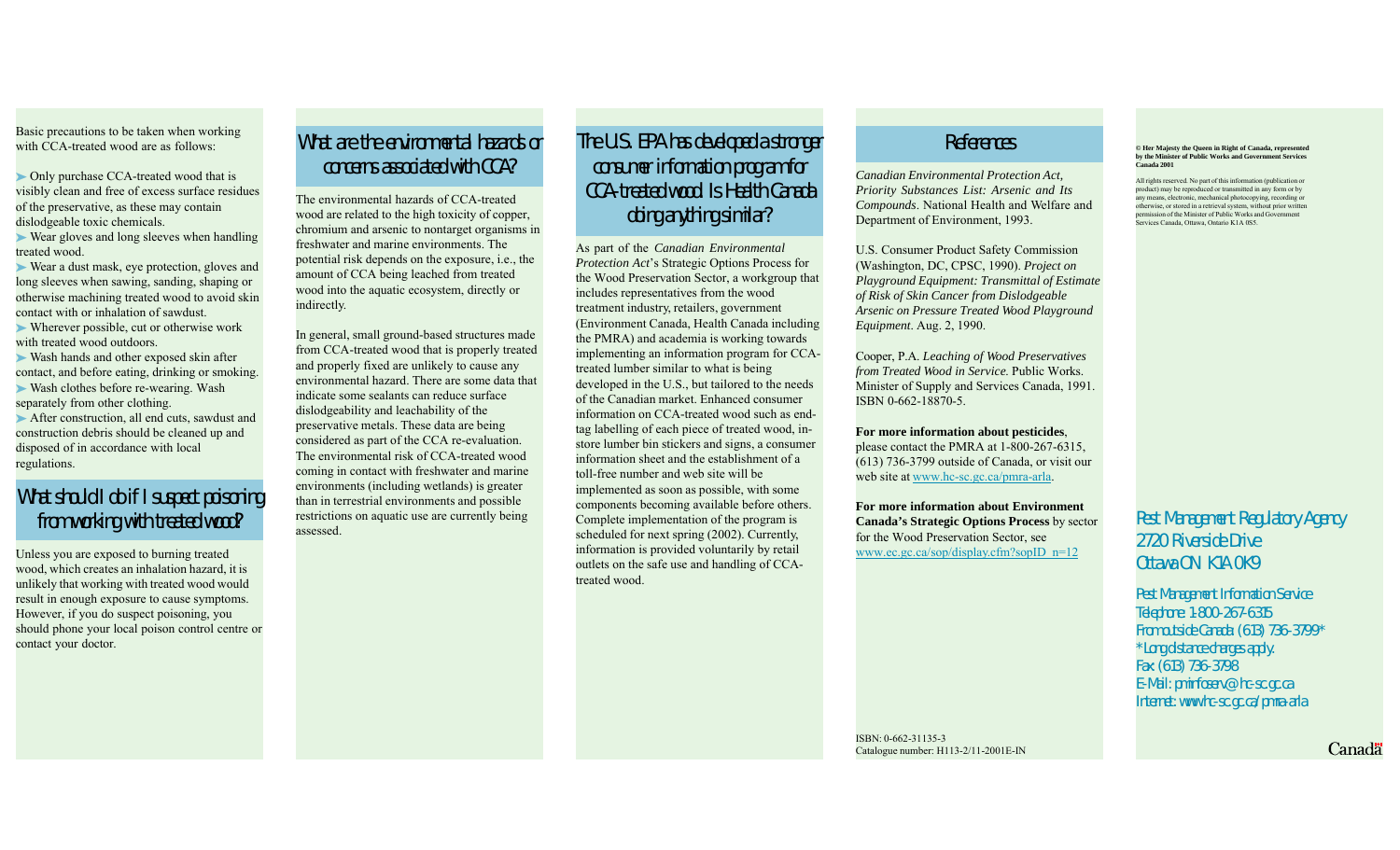Basic precautions to be taken when working with CCA-treated wood are as follows:

- Only purchase CCA-treated wood that is visibly clean and free of excess surface residues of the preservative, as these may contain dislodgeable toxic chemicals.
- Wear gloves and long sleeves when handling treated wood.
- Wear a dust mask, eye protection, gloves and long sleeves when sawing, sanding, shaping or otherwise machining treated wood to avoid skin contact with or inhalation of sawdust.
- Wherever possible, cut or otherwise work with treated wood outdoors.
- Wash hands and other exposed skin after contact, and before eating, drinking or smoking.
- Wash clothes before re-wearing. Wash separately from other clothing.
- After construction, all end cuts, sawdust and construction debris should be cleaned up and disposed of in accordance with local regulations.

## What should I do if I suspect poisoning from working with treated wood?

Unless you are exposed to burning treated wood, which creates an inhalation hazard, it is unlikely that working with treated wood would result in enough exposure to cause symptoms. However, if you do suspect poisoning, you should phone your local poison control centre or contact your doctor.

## What are the environmental hazards or concerns associated with CCA?

The environmental hazards of CCA-treated wood are related to the high toxicity of copper, chromium and arsenic to nontarget organisms in freshwater and marine environments. The potential risk depends on the exposure, i.e., the amount of CCA being leached from treated wood into the aquatic ecosystem, directly or indirectly.

In general, small ground-based structures made from CCA-treated wood that is properly treated and properly fixed are unlikely to cause any environmental hazard. There are some data that indicate some sealants can reduce surface dislodgeability and leachability of the preservative metals. These data are being considered as part of the CCA re-evaluation. The environmental risk of CCA-treated wood coming in contact with freshwater and marine environments (including wetlands) is greater than in terrestrial environments and possible restrictions on aquatic use are currently being assessed.

## The U.S. EPA has developed a stronger consumer information program for CCA-treated wood. Is Health Canada doing anything similar?

As part of the *Canadian Environmental Protection Act*'s Strategic Options Process for the Wood Preservation Sector, a workgroup that includes representatives from the wood treatment industry, retailers, government (Environment Canada, Health Canada including the PMRA) and academia is working towards implementing an information program for CCA-treated lumber similar to what is being developed in the U.S., but tailored to the needs of the Canadian market. Enhanced consumer information on CCA-treated wood such as end-tag labelling of each piece of treated wood, in-store lumber bin stickers and signs, a consumer information sheet and the establishment of a toll-free number and web site will be implemented as soon as possible, with some components becoming available before others. Complete implementation of the program is scheduled for next spring (2002). Currently, information is provided voluntarily by retail outlets on the safe use and handling of CCA-treated wood.

## References

*Canadian Environmental Protection Act, Priority Substances List: Arsenic and Its Compounds*. National Health and Welfare and Department of Environment, 1993.

U.S. Consumer Product Safety Commission (Washington, DC, CPSC, 1990). *Project on Playground Equipment: Transmittal of Estimate of Risk of Skin Cancer from Dislodgeable Arsenic on Pressure Treated Wood Playground Equipment*. Aug. 2, 1990.

Cooper, P.A. *Leaching of Wood Preservatives from Treated Wood in Service.* Public Works. Minister of Supply and Services Canada, 1991. ISBN 0-662-18870-5.

**For more information about pesticides**, please contact the PMRA at 1-800-267-6315, (613) 736-3799 outside of Canada, or visit our web site at www.hc-sc.gc.ca/pmra-arla.

**For more information about Environment Canada's Strategic Options Process** by sector for the Wood Preservation Sector, see www.ec.gc.ca/sop/display.cfm?sopID_n=12

ISBN: 0-662-31135-3
Catalogue number: H113-2/11-2001E-IN

**© Her Majesty the Queen in Right of Canada, represented by the Minister of Public Works and Government Services Canada 2001**

All rights reserved. No part of this information (publication or product) may be reproduced or transmitted in any form or by any means, electronic, mechanical photocopying, recording or otherwise, or stored in a retrieval system, without prior written permission of the Minister of Public Works and Government Services Canada, Ottawa, Ontario K1A 0S5.

Pest Management Regulatory Agency
2720 Riverside Drive
Ottawa ON K1A 0K9

Pest Management Information Service
Telephone: 1-800-267-6315
From outside Canada: (613) 736-3799*
*Long distance charges apply.
Fax: (613) 736-3798
E-Mail: pminfoserv@hc-sc.gc.ca
Internet: www.hc-sc.gc.ca/pmra-arla

Canada